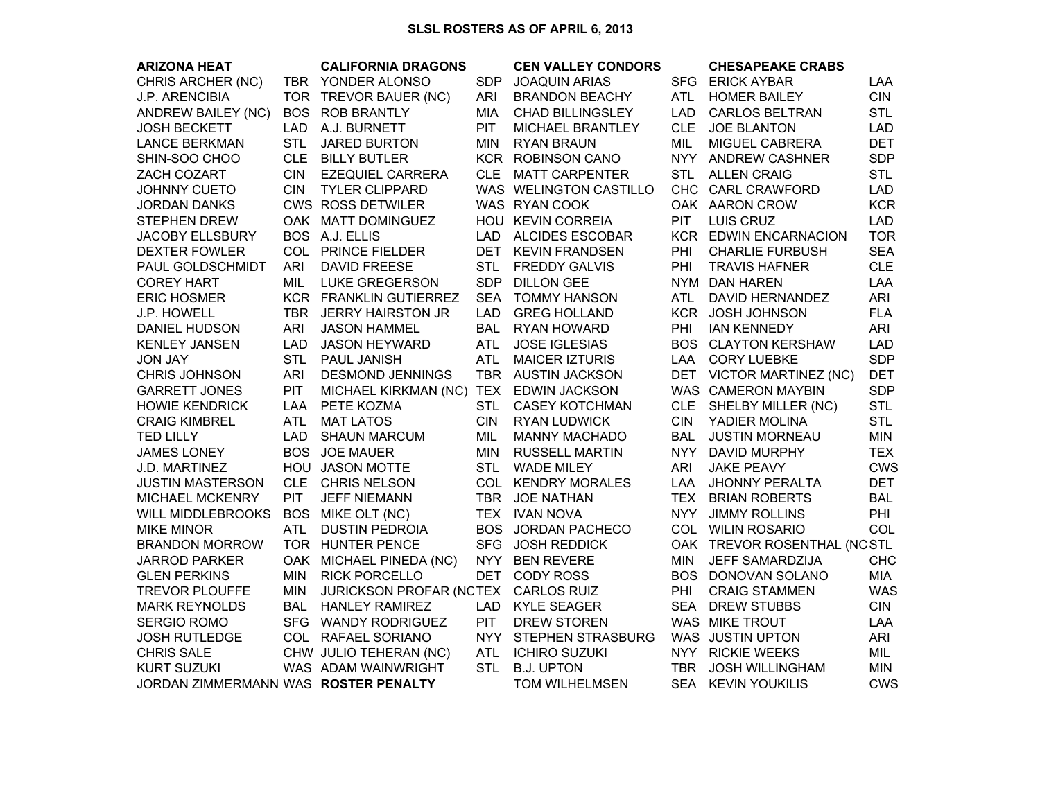# SLSL ROSTERS AS OF APRIL 6, 2013

| ARIZONA HEAT | | CALIFORNIA DRAGONS | | CEN VALLEY CONDORS | | CHESAPEAKE CRABS | |
|---|---|---|---|---|---|---|---|
| CHRIS ARCHER (NC) | TBR | YONDER ALONSO | SDP | JOAQUIN ARIAS | SFG | ERICK AYBAR | LAA |
| J.P. ARENCIBIA | TOR | TREVOR BAUER (NC) | ARI | BRANDON BEACHY | ATL | HOMER BAILEY | CIN |
| ANDREW BAILEY (NC) | BOS | ROB BRANTLY | MIA | CHAD BILLINGSLEY | LAD | CARLOS BELTRAN | STL |
| JOSH BECKETT | LAD | A.J. BURNETT | PIT | MICHAEL BRANTLEY | CLE | JOE BLANTON | LAD |
| LANCE BERKMAN | STL | JARED BURTON | MIN | RYAN BRAUN | MIL | MIGUEL CABRERA | DET |
| SHIN-SOO CHOO | CLE | BILLY BUTLER | KCR | ROBINSON CANO | NYY | ANDREW CASHNER | SDP |
| ZACH COZART | CIN | EZEQUIEL CARRERA | CLE | MATT CARPENTER | STL | ALLEN CRAIG | STL |
| JOHNNY CUETO | CIN | TYLER CLIPPARD | WAS | WELINGTON CASTILLO | CHC | CARL CRAWFORD | LAD |
| JORDAN DANKS | CWS | ROSS DETWILER | WAS | RYAN COOK | OAK | AARON CROW | KCR |
| STEPHEN DREW | OAK | MATT DOMINGUEZ | HOU | KEVIN CORREIA | PIT | LUIS CRUZ | LAD |
| JACOBY ELLSBURY | BOS | A.J. ELLIS | LAD | ALCIDES ESCOBAR | KCR | EDWIN ENCARNACION | TOR |
| DEXTER FOWLER | COL | PRINCE FIELDER | DET | KEVIN FRANDSEN | PHI | CHARLIE FURBUSH | SEA |
| PAUL GOLDSCHMIDT | ARI | DAVID FREESE | STL | FREDDY GALVIS | PHI | TRAVIS HAFNER | CLE |
| COREY HART | MIL | LUKE GREGERSON | SDP | DILLON GEE | NYM | DAN HAREN | LAA |
| ERIC HOSMER | KCR | FRANKLIN GUTIERREZ | SEA | TOMMY HANSON | ATL | DAVID HERNANDEZ | ARI |
| J.P. HOWELL | TBR | JERRY HAIRSTON JR | LAD | GREG HOLLAND | KCR | JOSH JOHNSON | FLA |
| DANIEL HUDSON | ARI | JASON HAMMEL | BAL | RYAN HOWARD | PHI | IAN KENNEDY | ARI |
| KENLEY JANSEN | LAD | JASON HEYWARD | ATL | JOSE IGLESIAS | BOS | CLAYTON KERSHAW | LAD |
| JON JAY | STL | PAUL JANISH | ATL | MAICER IZTURIS | LAA | CORY LUEBKE | SDP |
| CHRIS JOHNSON | ARI | DESMOND JENNINGS | TBR | AUSTIN JACKSON | DET | VICTOR MARTINEZ (NC) | DET |
| GARRETT JONES | PIT | MICHAEL KIRKMAN (NC) | TEX | EDWIN JACKSON | WAS | CAMERON MAYBIN | SDP |
| HOWIE KENDRICK | LAA | PETE KOZMA | STL | CASEY KOTCHMAN | CLE | SHELBY MILLER (NC) | STL |
| CRAIG KIMBREL | ATL | MAT LATOS | CIN | RYAN LUDWICK | CIN | YADIER MOLINA | STL |
| TED LILLY | LAD | SHAUN MARCUM | MIL | MANNY MACHADO | BAL | JUSTIN MORNEAU | MIN |
| JAMES LONEY | BOS | JOE MAUER | MIN | RUSSELL MARTIN | NYY | DAVID MURPHY | TEX |
| J.D. MARTINEZ | HOU | JASON MOTTE | STL | WADE MILEY | ARI | JAKE PEAVY | CWS |
| JUSTIN MASTERSON | CLE | CHRIS NELSON | COL | KENDRY MORALES | LAA | JHONNY PERALTA | DET |
| MICHAEL MCKENRY | PIT | JEFF NIEMANN | TBR | JOE NATHAN | TEX | BRIAN ROBERTS | BAL |
| WILL MIDDLEBROOKS | BOS | MIKE OLT (NC) | TEX | IVAN NOVA | NYY | JIMMY ROLLINS | PHI |
| MIKE MINOR | ATL | DUSTIN PEDROIA | BOS | JORDAN PACHECO | COL | WILIN ROSARIO | COL |
| BRANDON MORROW | TOR | HUNTER PENCE | SFG | JOSH REDDICK | OAK | TREVOR ROSENTHAL (NC | STL |
| JARROD PARKER | OAK | MICHAEL PINEDA (NC) | NYY | BEN REVERE | MIN | JEFF SAMARDZIJA | CHC |
| GLEN PERKINS | MIN | RICK PORCELLO | DET | CODY ROSS | BOS | DONOVAN SOLANO | MIA |
| TREVOR PLOUFFE | MIN | JURICKSON PROFAR (NC | TEX | CARLOS RUIZ | PHI | CRAIG STAMMEN | WAS |
| MARK REYNOLDS | BAL | HANLEY RAMIREZ | LAD | KYLE SEAGER | SEA | DREW STUBBS | CIN |
| SERGIO ROMO | SFG | WANDY RODRIGUEZ | PIT | DREW STOREN | WAS | MIKE TROUT | LAA |
| JOSH RUTLEDGE | COL | RAFAEL SORIANO | NYY | STEPHEN STRASBURG | WAS | JUSTIN UPTON | ARI |
| CHRIS SALE | CHW | JULIO TEHERAN (NC) | ATL | ICHIRO SUZUKI | NYY | RICKIE WEEKS | MIL |
| KURT SUZUKI | WAS | ADAM WAINWRIGHT | STL | B.J. UPTON | TBR | JOSH WILLINGHAM | MIN |
| JORDAN ZIMMERMANN | WAS | **ROSTER PENALTY** | | TOM WILHELMSEN | SEA | KEVIN YOUKILIS | CWS |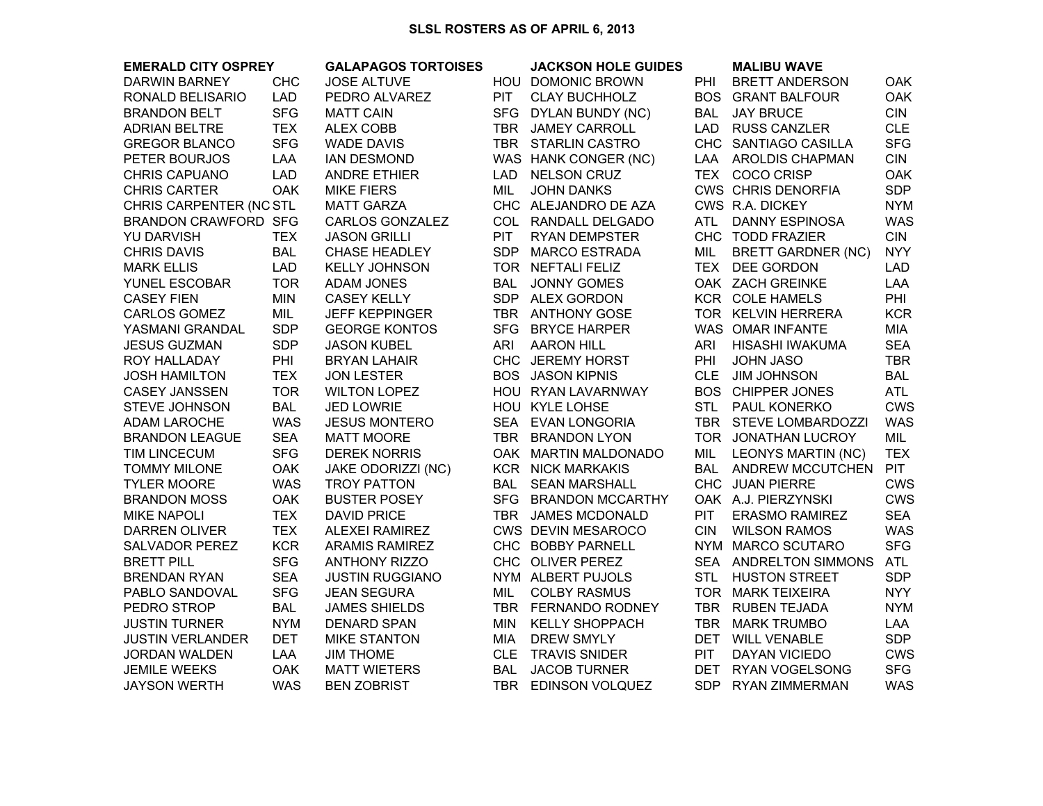# SLSL ROSTERS AS OF APRIL 6, 2013

| EMERALD CITY OSPREY | | GALAPAGOS TORTOISES | | JACKSON HOLE GUIDES | | MALIBU WAVE | |
|---|---|---|---|---|---|---|---|
| DARWIN BARNEY | CHC | JOSE ALTUVE | HOU | DOMONIC BROWN | PHI | BRETT ANDERSON | OAK |
| RONALD BELISARIO | LAD | PEDRO ALVAREZ | PIT | CLAY BUCHHOLZ | BOS | GRANT BALFOUR | OAK |
| BRANDON BELT | SFG | MATT CAIN | SFG | DYLAN BUNDY (NC) | BAL | JAY BRUCE | CIN |
| ADRIAN BELTRE | TEX | ALEX COBB | TBR | JAMEY CARROLL | LAD | RUSS CANZLER | CLE |
| GREGOR BLANCO | SFG | WADE DAVIS | TBR | STARLIN CASTRO | CHC | SANTIAGO CASILLA | SFG |
| PETER BOURJOS | LAA | IAN DESMOND | WAS | HANK CONGER (NC) | LAA | AROLDIS CHAPMAN | CIN |
| CHRIS CAPUANO | LAD | ANDRE ETHIER | LAD | NELSON CRUZ | TEX | COCO CRISP | OAK |
| CHRIS CARTER | OAK | MIKE FIERS | MIL | JOHN DANKS | CWS | CHRIS DENORFIA | SDP |
| CHRIS CARPENTER (NC | STL | MATT GARZA | CHC | ALEJANDRO DE AZA | CWS | R.A. DICKEY | NYM |
| BRANDON CRAWFORD | SFG | CARLOS GONZALEZ | COL | RANDALL DELGADO | ATL | DANNY ESPINOSA | WAS |
| YU DARVISH | TEX | JASON GRILLI | PIT | RYAN DEMPSTER | CHC | TODD FRAZIER | CIN |
| CHRIS DAVIS | BAL | CHASE HEADLEY | SDP | MARCO ESTRADA | MIL | BRETT GARDNER (NC) | NYY |
| MARK ELLIS | LAD | KELLY JOHNSON | TOR | NEFTALI FELIZ | TEX | DEE GORDON | LAD |
| YUNEL ESCOBAR | TOR | ADAM JONES | BAL | JONNY GOMES | OAK | ZACH GREINKE | LAA |
| CASEY FIEN | MIN | CASEY KELLY | SDP | ALEX GORDON | KCR | COLE HAMELS | PHI |
| CARLOS GOMEZ | MIL | JEFF KEPPINGER | TBR | ANTHONY GOSE | TOR | KELVIN HERRERA | KCR |
| YASMANI GRANDAL | SDP | GEORGE KONTOS | SFG | BRYCE HARPER | WAS | OMAR INFANTE | MIA |
| JESUS GUZMAN | SDP | JASON KUBEL | ARI | AARON HILL | ARI | HISASHI IWAKUMA | SEA |
| ROY HALLADAY | PHI | BRYAN LAHAIR | CHC | JEREMY HORST | PHI | JOHN JASO | TBR |
| JOSH HAMILTON | TEX | JON LESTER | BOS | JASON KIPNIS | CLE | JIM JOHNSON | BAL |
| CASEY JANSSEN | TOR | WILTON LOPEZ | HOU | RYAN LAVARNWAY | BOS | CHIPPER JONES | ATL |
| STEVE JOHNSON | BAL | JED LOWRIE | HOU | KYLE LOHSE | STL | PAUL KONERKO | CWS |
| ADAM LAROCHE | WAS | JESUS MONTERO | SEA | EVAN LONGORIA | TBR | STEVE LOMBARDOZZI | WAS |
| BRANDON LEAGUE | SEA | MATT MOORE | TBR | BRANDON LYON | TOR | JONATHAN LUCROY | MIL |
| TIM LINCECUM | SFG | DEREK NORRIS | OAK | MARTIN MALDONADO | MIL | LEONYS MARTIN (NC) | TEX |
| TOMMY MILONE | OAK | JAKE ODORIZZI (NC) | KCR | NICK MARKAKIS | BAL | ANDREW MCCUTCHEN | PIT |
| TYLER MOORE | WAS | TROY PATTON | BAL | SEAN MARSHALL | CHC | JUAN PIERRE | CWS |
| BRANDON MOSS | OAK | BUSTER POSEY | SFG | BRANDON MCCARTHY | OAK | A.J. PIERZYNSKI | CWS |
| MIKE NAPOLI | TEX | DAVID PRICE | TBR | JAMES MCDONALD | PIT | ERASMO RAMIREZ | SEA |
| DARREN OLIVER | TEX | ALEXEI RAMIREZ | CWS | DEVIN MESAROCO | CIN | WILSON RAMOS | WAS |
| SALVADOR PEREZ | KCR | ARAMIS RAMIREZ | CHC | BOBBY PARNELL | NYM | MARCO SCUTARO | SFG |
| BRETT PILL | SFG | ANTHONY RIZZO | CHC | OLIVER PEREZ | SEA | ANDRELTON SIMMONS | ATL |
| BRENDAN RYAN | SEA | JUSTIN RUGGIANO | NYM | ALBERT PUJOLS | STL | HUSTON STREET | SDP |
| PABLO SANDOVAL | SFG | JEAN SEGURA | MIL | COLBY RASMUS | TOR | MARK TEIXEIRA | NYY |
| PEDRO STROP | BAL | JAMES SHIELDS | TBR | FERNANDO RODNEY | TBR | RUBEN TEJADA | NYM |
| JUSTIN TURNER | NYM | DENARD SPAN | MIN | KELLY SHOPPACH | TBR | MARK TRUMBO | LAA |
| JUSTIN VERLANDER | DET | MIKE STANTON | MIA | DREW SMYLY | DET | WILL VENABLE | SDP |
| JORDAN WALDEN | LAA | JIM THOME | CLE | TRAVIS SNIDER | PIT | DAYAN VICIEDO | CWS |
| JEMILE WEEKS | OAK | MATT WIETERS | BAL | JACOB TURNER | DET | RYAN VOGELSONG | SFG |
| JAYSON WERTH | WAS | BEN ZOBRIST | TBR | EDINSON VOLQUEZ | SDP | RYAN ZIMMERMAN | WAS |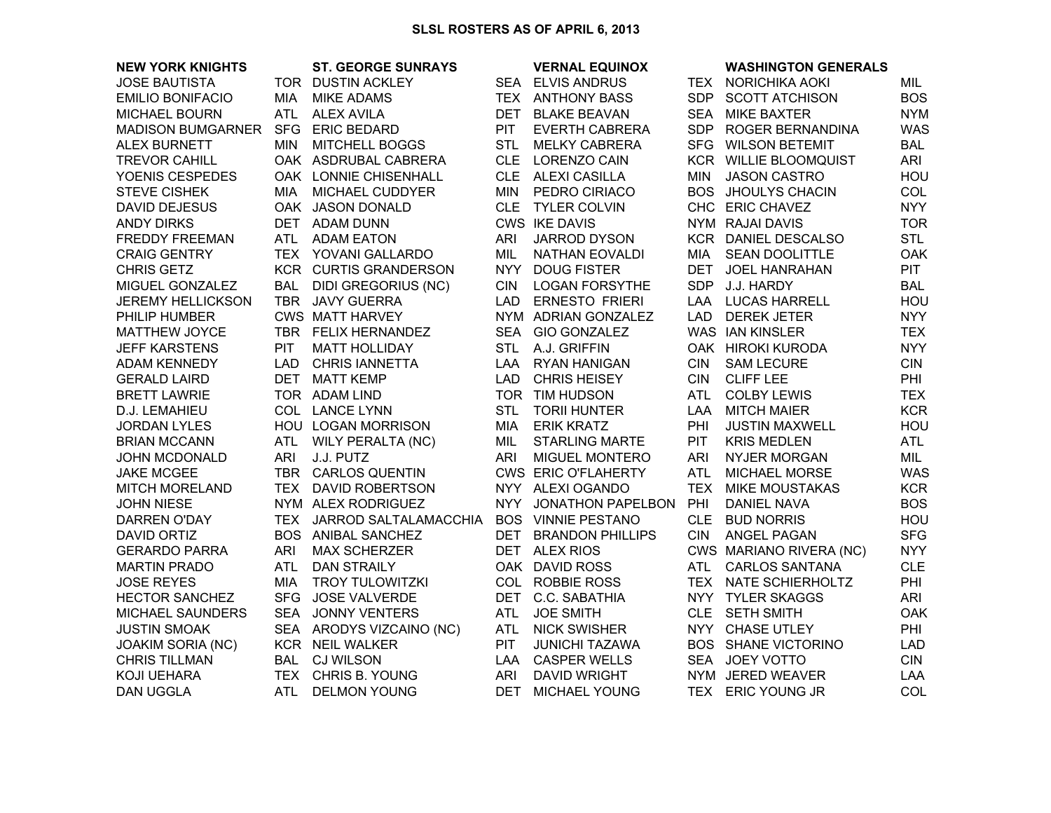# SLSL ROSTERS AS OF APRIL 6, 2013

| NEW YORK KNIGHTS | | ST. GEORGE SUNRAYS | | VERNAL EQUINOX | | WASHINGTON GENERALS | |
|---|---|---|---|---|---|---|---|
| JOSE BAUTISTA | TOR | DUSTIN ACKLEY | SEA | ELVIS ANDRUS | TEX | NORICHIKA AOKI | MIL |
| EMILIO BONIFACIO | MIA | MIKE ADAMS | TEX | ANTHONY BASS | SDP | SCOTT ATCHISON | BOS |
| MICHAEL BOURN | ATL | ALEX AVILA | DET | BLAKE BEAVAN | SEA | MIKE BAXTER | NYM |
| MADISON BUMGARNER | SFG | ERIC BEDARD | PIT | EVERTH CABRERA | SDP | ROGER BERNANDINA | WAS |
| ALEX BURNETT | MIN | MITCHELL BOGGS | STL | MELKY CABRERA | SFG | WILSON BETEMIT | BAL |
| TREVOR CAHILL | OAK | ASDRUBAL CABRERA | CLE | LORENZO CAIN | KCR | WILLIE BLOOMQUIST | ARI |
| YOENIS CESPEDES | OAK | LONNIE CHISENHALL | CLE | ALEXI CASILLA | MIN | JASON CASTRO | HOU |
| STEVE CISHEK | MIA | MICHAEL CUDDYER | MIN | PEDRO CIRIACO | BOS | JHOULYS CHACIN | COL |
| DAVID DEJESUS | OAK | JASON DONALD | CLE | TYLER COLVIN | CHC | ERIC CHAVEZ | NYY |
| ANDY DIRKS | DET | ADAM DUNN | CWS | IKE DAVIS | NYM | RAJAI DAVIS | TOR |
| FREDDY FREEMAN | ATL | ADAM EATON | ARI | JARROD DYSON | KCR | DANIEL DESCALSO | STL |
| CRAIG GENTRY | TEX | YOVANI GALLARDO | MIL | NATHAN EOVALDI | MIA | SEAN DOOLITTLE | OAK |
| CHRIS GETZ | KCR | CURTIS GRANDERSON | NYY | DOUG FISTER | DET | JOEL HANRAHAN | PIT |
| MIGUEL GONZALEZ | BAL | DIDI GREGORIUS (NC) | CIN | LOGAN FORSYTHE | SDP | J.J. HARDY | BAL |
| JEREMY HELLICKSON | TBR | JAVY GUERRA | LAD | ERNESTO FRIERI | LAA | LUCAS HARRELL | HOU |
| PHILIP HUMBER | CWS | MATT HARVEY | NYM | ADRIAN GONZALEZ | LAD | DEREK JETER | NYY |
| MATTHEW JOYCE | TBR | FELIX HERNANDEZ | SEA | GIO GONZALEZ | WAS | IAN KINSLER | TEX |
| JEFF KARSTENS | PIT | MATT HOLLIDAY | STL | A.J. GRIFFIN | OAK | HIROKI KURODA | NYY |
| ADAM KENNEDY | LAD | CHRIS IANNETTA | LAA | RYAN HANIGAN | CIN | SAM LECURE | CIN |
| GERALD LAIRD | DET | MATT KEMP | LAD | CHRIS HEISEY | CIN | CLIFF LEE | PHI |
| BRETT LAWRIE | TOR | ADAM LIND | TOR | TIM HUDSON | ATL | COLBY LEWIS | TEX |
| D.J. LEMAHIEU | COL | LANCE LYNN | STL | TORII HUNTER | LAA | MITCH MAIER | KCR |
| JORDAN LYLES | HOU | LOGAN MORRISON | MIA | ERIK KRATZ | PHI | JUSTIN MAXWELL | HOU |
| BRIAN MCCANN | ATL | WILY PERALTA (NC) | MIL | STARLING MARTE | PIT | KRIS MEDLEN | ATL |
| JOHN MCDONALD | ARI | J.J. PUTZ | ARI | MIGUEL MONTERO | ARI | NYJER MORGAN | MIL |
| JAKE MCGEE | TBR | CARLOS QUENTIN | CWS | ERIC O'FLAHERTY | ATL | MICHAEL MORSE | WAS |
| MITCH MORELAND | TEX | DAVID ROBERTSON | NYY | ALEXI OGANDO | TEX | MIKE MOUSTAKAS | KCR |
| JOHN NIESE | NYM | ALEX RODRIGUEZ | NYY | JONATHON PAPELBON | PHI | DANIEL NAVA | BOS |
| DARREN O'DAY | TEX | JARROD SALTALAMACCHIA | BOS | VINNIE PESTANO | CLE | BUD NORRIS | HOU |
| DAVID ORTIZ | BOS | ANIBAL SANCHEZ | DET | BRANDON PHILLIPS | CIN | ANGEL PAGAN | SFG |
| GERARDO PARRA | ARI | MAX SCHERZER | DET | ALEX RIOS | CWS | MARIANO RIVERA (NC) | NYY |
| MARTIN PRADO | ATL | DAN STRAILY | OAK | DAVID ROSS | ATL | CARLOS SANTANA | CLE |
| JOSE REYES | MIA | TROY TULOWITZKI | COL | ROBBIE ROSS | TEX | NATE SCHIERHOLTZ | PHI |
| HECTOR SANCHEZ | SFG | JOSE VALVERDE | DET | C.C. SABATHIA | NYY | TYLER SKAGGS | ARI |
| MICHAEL SAUNDERS | SEA | JONNY VENTERS | ATL | JOE SMITH | CLE | SETH SMITH | OAK |
| JUSTIN SMOAK | SEA | ARODYS VIZCAINO (NC) | ATL | NICK SWISHER | NYY | CHASE UTLEY | PHI |
| JOAKIM SORIA (NC) | KCR | NEIL WALKER | PIT | JUNICHI TAZAWA | BOS | SHANE VICTORINO | LAD |
| CHRIS TILLMAN | BAL | CJ WILSON | LAA | CASPER WELLS | SEA | JOEY VOTTO | CIN |
| KOJI UEHARA | TEX | CHRIS B. YOUNG | ARI | DAVID WRIGHT | NYM | JERED WEAVER | LAA |
| DAN UGGLA | ATL | DELMON YOUNG | DET | MICHAEL YOUNG | TEX | ERIC YOUNG JR | COL |